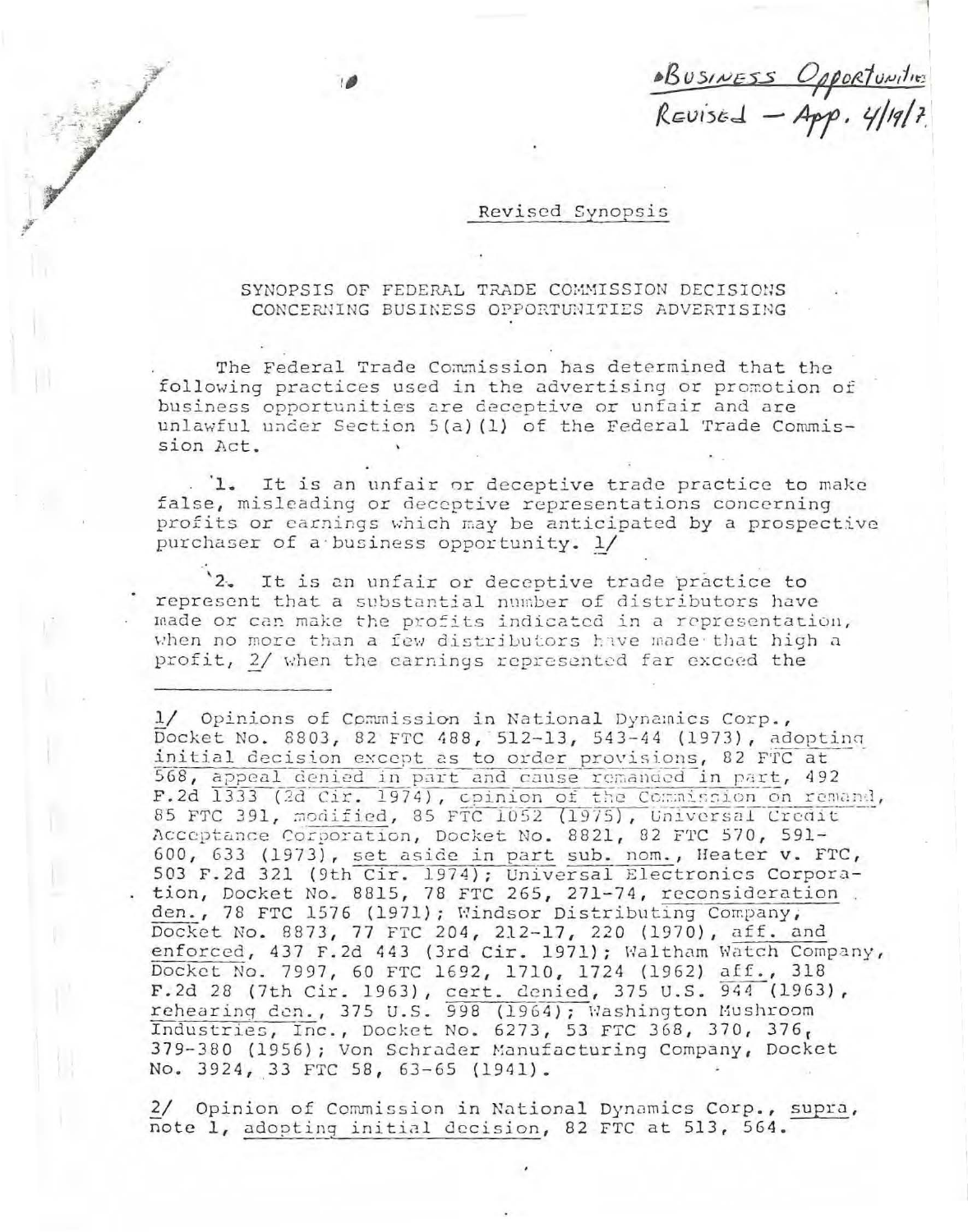Business Opportunities
Revised – App. 4/19/7

Revised Synopsis

SYNOPSIS OF FEDERAL TRADE COMMISSION DECISIONS CONCERNING BUSINESS OPPORTUNITIES ADVERTISING

The Federal Trade Commission has determined that the following practices used in the advertising or promotion of business opportunities are deceptive or unfair and are unlawful under Section 5(a)(1) of the Federal Trade Commission Act.

1. It is an unfair or deceptive trade practice to make false, misleading or deceptive representations concerning profits or earnings which may be anticipated by a prospective purchaser of a business opportunity. 1/

2. It is an unfair or deceptive trade practice to represent that a substantial number of distributors have made or can make the profits indicated in a representation, when no more than a few distributors have made that high a profit, 2/ when the earnings represented far exceed the

---

1/ Opinions of Commission in National Dynamics Corp., Docket No. 8803, 82 FTC 488, 512-13, 543-44 (1973), adopting initial decision except as to order provisions, 82 FTC at 568, appeal denied in part and cause remanded in part, 492 F.2d 1333 (2d Cir. 1974), opinion of the Commission on remand, 85 FTC 391, modified, 85 FTC 1052 (1975), Universal Credit Acceptance Corporation, Docket No. 8821, 82 FTC 570, 591-600, 633 (1973), set aside in part sub. nom., Heater v. FTC, 503 F.2d 321 (9th Cir. 1974); Universal Electronics Corporation, Docket No. 8815, 78 FTC 265, 271-74, reconsideration den., 78 FTC 1576 (1971); Windsor Distributing Company, Docket No. 8873, 77 FTC 204, 212-17, 220 (1970), aff. and enforced, 437 F.2d 443 (3rd Cir. 1971); Waltham Watch Company, Docket No. 7997, 60 FTC 1692, 1710, 1724 (1962) aff., 318 F.2d 28 (7th Cir. 1963), cert. denied, 375 U.S. 944 (1963), rehearing den., 375 U.S. 998 (1964); Washington Mushroom Industries, Inc., Docket No. 6273, 53 FTC 368, 370, 376, 379-380 (1956); Von Schrader Manufacturing Company, Docket No. 3924, 33 FTC 58, 63-65 (1941).

2/ Opinion of Commission in National Dynamics Corp., supra, note 1, adopting initial decision, 82 FTC at 513, 564.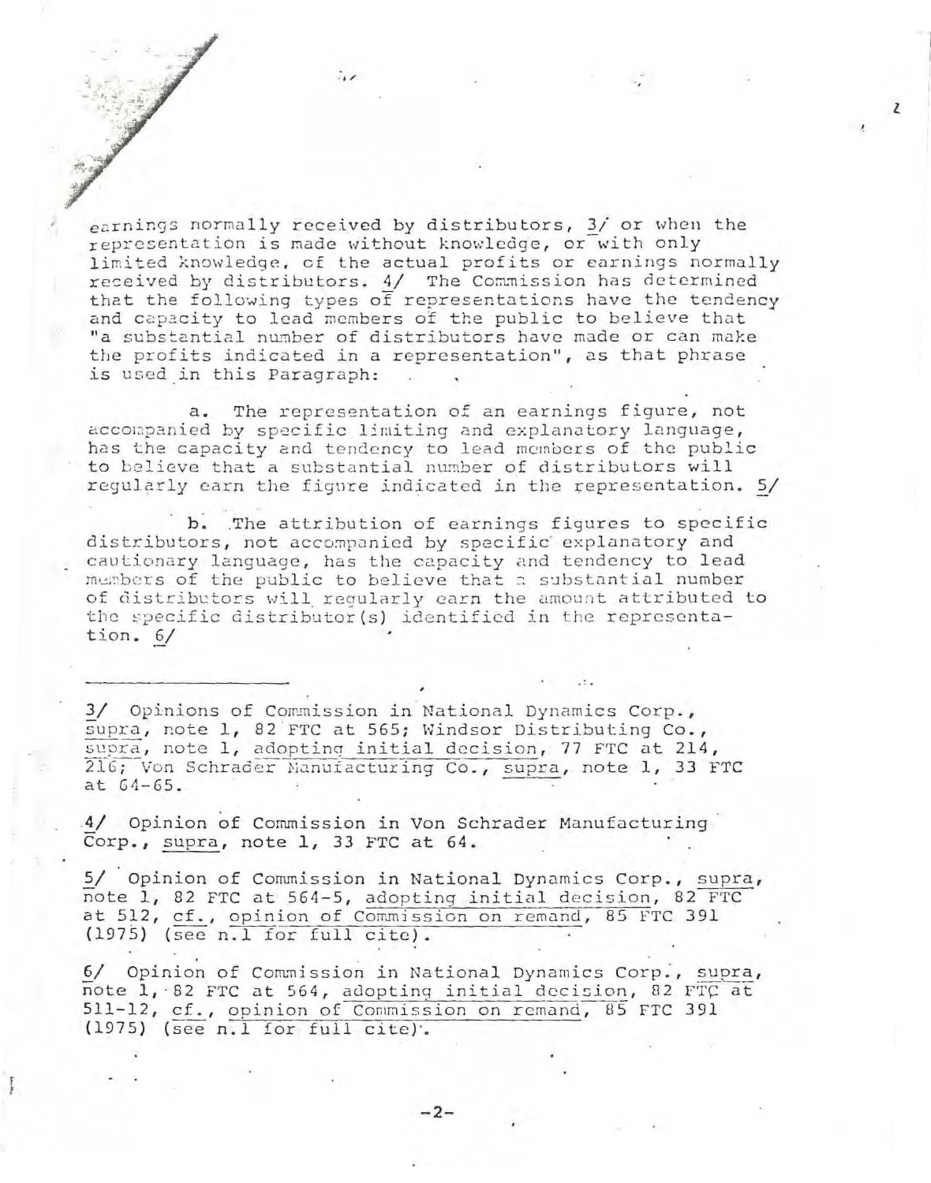earnings normally received by distributors, 3/ or when the representation is made without knowledge, or with only limited knowledge, of the actual profits or earnings normally received by distributors. 4/ The Commission has determined that the following types of representations have the tendency and capacity to lead members of the public to believe that "a substantial number of distributors have made or can make the profits indicated in a representation", as that phrase is used in this Paragraph:

a. The representation of an earnings figure, not accompanied by specific limiting and explanatory language, has the capacity and tendency to lead members of the public to believe that a substantial number of distributors will regularly earn the figure indicated in the representation. 5/

b. The attribution of earnings figures to specific distributors, not accompanied by specific explanatory and cautionary language, has the capacity and tendency to lead members of the public to believe that a substantial number of distributors will regularly earn the amount attributed to the specific distributor(s) identified in the representation. 6/

---

3/ Opinions of Commission in National Dynamics Corp., *supra*, note 1, 82 FTC at 565; Windsor Distributing Co., *supra*, note 1, adopting initial decision, 77 FTC at 214, 216; Von Schrader Manufacturing Co., *supra*, note 1, 33 FTC at 64-65.

4/ Opinion of Commission in Von Schrader Manufacturing Corp., *supra*, note 1, 33 FTC at 64.

5/ Opinion of Commission in National Dynamics Corp., *supra*, note 1, 82 FTC at 564-5, adopting initial decision, 82 FTC at 512, *cf.*, opinion of Commission on remand, 85 FTC 391 (1975) (see n.1 for full cite).

6/ Opinion of Commission in National Dynamics Corp., *supra*, note 1, 82 FTC at 564, adopting initial decision, 82 FTC at 511-12, *cf.*, opinion of Commission on remand, 85 FTC 391 (1975) (see n.1 for full cite).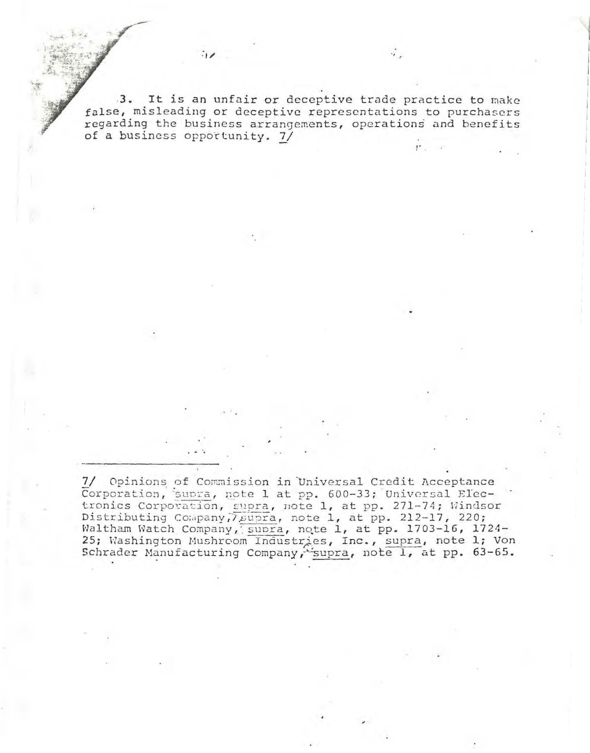3. It is an unfair or deceptive trade practice to make false, misleading or deceptive representations to purchasers regarding the business arrangements, operations and benefits of a business opportunity. 7/

---

7/ Opinions of Commission in Universal Credit Acceptance Corporation, supra, note 1 at pp. 600-33; Universal Electronics Corporation, supra, note 1, at pp. 271-74; Windsor Distributing Company, supra, note 1, at pp. 212-17, 220; Waltham Watch Company, supra, note 1, at pp. 1703-16, 1724-25; Washington Mushroom Industries, Inc., supra, note 1; Von Schrader Manufacturing Company, supra, note 1, at pp. 63-65.